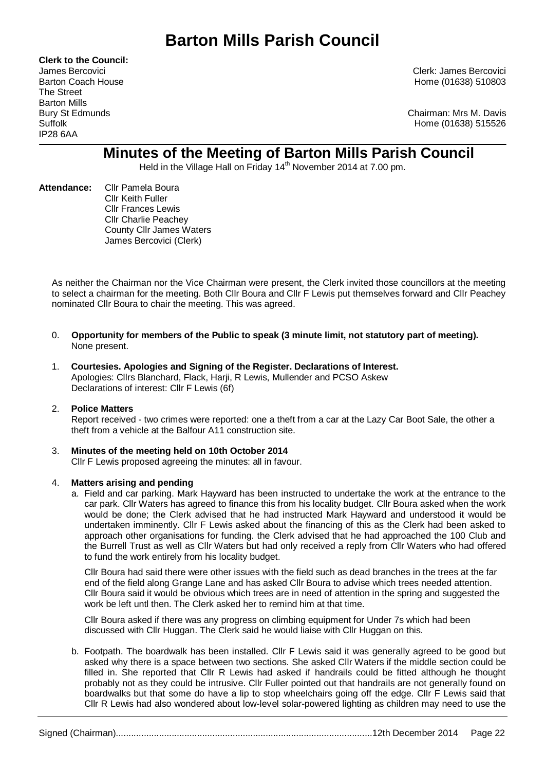# Barton Mills Parish Council

**Clerk to the Council:**
James Bercovici
Barton Coach House
The Street
Barton Mills
Bury St Edmunds
Suffolk
IP28 6AA

Clerk: James Bercovici
Home (01638) 510803

Chairman: Mrs M. Davis
Home (01638) 515526

## Minutes of the Meeting of Barton Mills Parish Council

Held in the Village Hall on Friday 14th November 2014 at 7.00 pm.

**Attendance:** Cllr Pamela Boura
Cllr Keith Fuller
Cllr Frances Lewis
Cllr Charlie Peachey
County Cllr James Waters
James Bercovici (Clerk)

As neither the Chairman nor the Vice Chairman were present, the Clerk invited those councillors at the meeting to select a chairman for the meeting. Both Cllr Boura and Cllr F Lewis put themselves forward and Cllr Peachey nominated Cllr Boura to chair the meeting. This was agreed.

0. **Opportunity for members of the Public to speak (3 minute limit, not statutory part of meeting).**
None present.

1. **Courtesies. Apologies and Signing of the Register. Declarations of Interest.**
Apologies: Cllrs Blanchard, Flack, Harji, R Lewis, Mullender and PCSO Askew
Declarations of interest: Cllr F Lewis (6f)

2. **Police Matters**
Report received - two crimes were reported: one a theft from a car at the Lazy Car Boot Sale, the other a theft from a vehicle at the Balfour A11 construction site.

3. **Minutes of the meeting held on 10th October 2014**
Cllr F Lewis proposed agreeing the minutes: all in favour.

4. **Matters arising and pending**

   a. Field and car parking. Mark Hayward has been instructed to undertake the work at the entrance to the car park. Cllr Waters has agreed to finance this from his locality budget. Cllr Boura asked when the work would be done; the Clerk advised that he had instructed Mark Hayward and understood it would be undertaken imminently. Cllr F Lewis asked about the financing of this as the Clerk had been asked to approach other organisations for funding. the Clerk advised that he had approached the 100 Club and the Burrell Trust as well as Cllr Waters but had only received a reply from Cllr Waters who had offered to fund the work entirely from his locality budget.

   Cllr Boura had said there were other issues with the field such as dead branches in the trees at the far end of the field along Grange Lane and has asked Cllr Boura to advise which trees needed attention. Cllr Boura said it would be obvious which trees are in need of attention in the spring and suggested the work be left untl then. The Clerk asked her to remind him at that time.

   Cllr Boura asked if there was any progress on climbing equipment for Under 7s which had been discussed with Cllr Huggan. The Clerk said he would liaise with Cllr Huggan on this.

   b. Footpath. The boardwalk has been installed. Cllr F Lewis said it was generally agreed to be good but asked why there is a space between two sections. She asked Cllr Waters if the middle section could be filled in. She reported that Cllr R Lewis had asked if handrails could be fitted although he thought probably not as they could be intrusive. Cllr Fuller pointed out that handrails are not generally found on boardwalks but that some do have a lip to stop wheelchairs going off the edge. Cllr F Lewis said that Cllr R Lewis had also wondered about low-level solar-powered lighting as children may need to use the

Signed (Chairman)..................................................................................................12th December 2014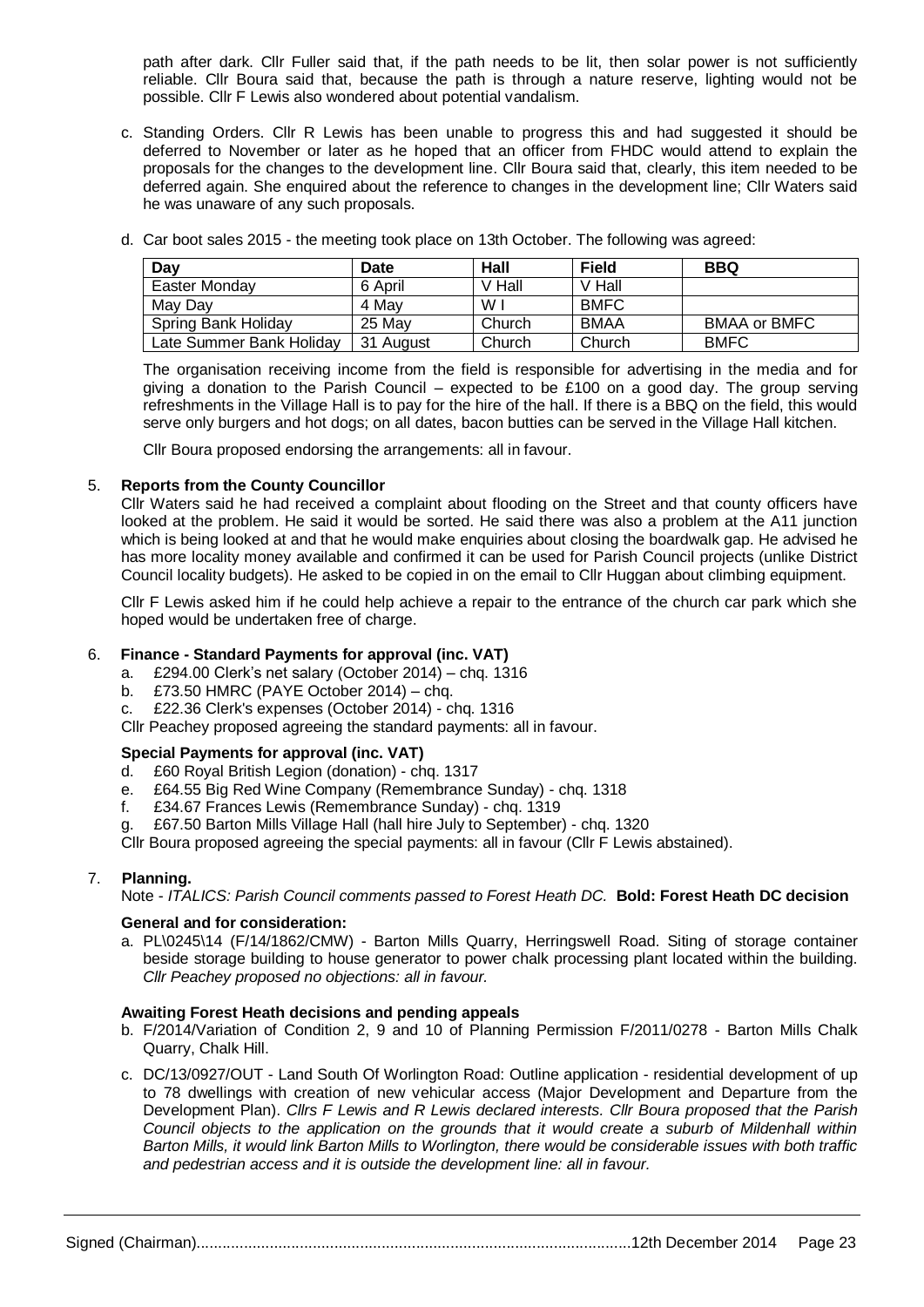path after dark. Cllr Fuller said that, if the path needs to be lit, then solar power is not sufficiently reliable. Cllr Boura said that, because the path is through a nature reserve, lighting would not be possible. Cllr F Lewis also wondered about potential vandalism.

c. Standing Orders. Cllr R Lewis has been unable to progress this and had suggested it should be deferred to November or later as he hoped that an officer from FHDC would attend to explain the proposals for the changes to the development line. Cllr Boura said that, clearly, this item needed to be deferred again. She enquired about the reference to changes in the development line; Cllr Waters said he was unaware of any such proposals.

d. Car boot sales 2015 - the meeting took place on 13th October. The following was agreed:

| Day | Date | Hall | Field | BBQ |
|---|---|---|---|---|
| Easter Monday | 6 April | V Hall | V Hall | |
| May Day | 4 May | W I | BMFC | |
| Spring Bank Holiday | 25 May | Church | BMAA | BMAA or BMFC |
| Late Summer Bank Holiday | 31 August | Church | Church | BMFC |

The organisation receiving income from the field is responsible for advertising in the media and for giving a donation to the Parish Council – expected to be £100 on a good day. The group serving refreshments in the Village Hall is to pay for the hire of the hall. If there is a BBQ on the field, this would serve only burgers and hot dogs; on all dates, bacon butties can be served in the Village Hall kitchen.

Cllr Boura proposed endorsing the arrangements: all in favour.

5. **Reports from the County Councillor**

Cllr Waters said he had received a complaint about flooding on the Street and that county officers have looked at the problem. He said it would be sorted. He said there was also a problem at the A11 junction which is being looked at and that he would make enquiries about closing the boardwalk gap. He advised he has more locality money available and confirmed it can be used for Parish Council projects (unlike District Council locality budgets). He asked to be copied in on the email to Cllr Huggan about climbing equipment.

Cllr F Lewis asked him if he could help achieve a repair to the entrance of the church car park which she hoped would be undertaken free of charge.

6. **Finance - Standard Payments for approval (inc. VAT)**

a. £294.00 Clerk's net salary (October 2014) – chq. 1316
b. £73.50 HMRC (PAYE October 2014) – chq.
c. £22.36 Clerk's expenses (October 2014) - chq. 1316

Cllr Peachey proposed agreeing the standard payments: all in favour.

**Special Payments for approval (inc. VAT)**

d. £60 Royal British Legion (donation) - chq. 1317
e. £64.55 Big Red Wine Company (Remembrance Sunday) - chq. 1318
f. £34.67 Frances Lewis (Remembrance Sunday) - chq. 1319
g. £67.50 Barton Mills Village Hall (hall hire July to September) - chq. 1320

Cllr Boura proposed agreeing the special payments: all in favour (Cllr F Lewis abstained).

7. **Planning.**

Note - *ITALICS: Parish Council comments passed to Forest Heath DC.* **Bold: Forest Heath DC decision**

**General and for consideration:**

a. PL\0245\14 (F/14/1862/CMW) - Barton Mills Quarry, Herringswell Road. Siting of storage container beside storage building to house generator to power chalk processing plant located within the building. *Cllr Peachey proposed no objections: all in favour.*

**Awaiting Forest Heath decisions and pending appeals**

b. F/2014/Variation of Condition 2, 9 and 10 of Planning Permission F/2011/0278 - Barton Mills Chalk Quarry, Chalk Hill.

c. DC/13/0927/OUT - Land South Of Worlington Road: Outline application - residential development of up to 78 dwellings with creation of new vehicular access (Major Development and Departure from the Development Plan). *Cllrs F Lewis and R Lewis declared interests. Cllr Boura proposed that the Parish Council objects to the application on the grounds that it would create a suburb of Mildenhall within Barton Mills, it would link Barton Mills to Worlington, there would be considerable issues with both traffic and pedestrian access and it is outside the development line: all in favour.*

Signed (Chairman)..................................................................12th December 2014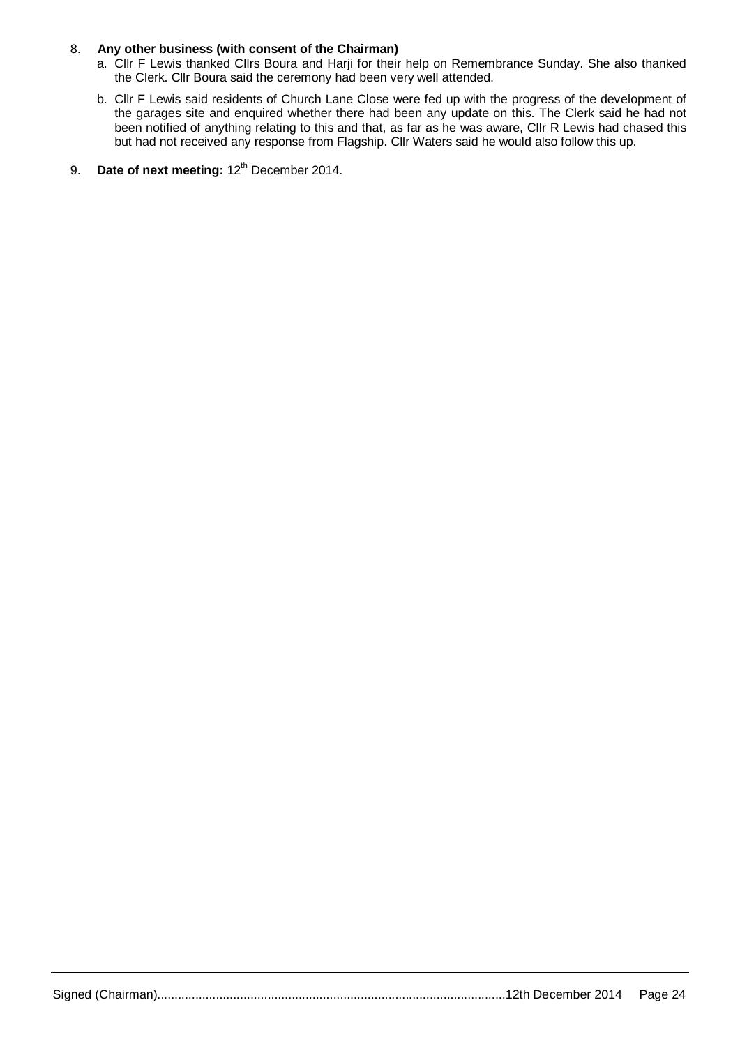8. **Any other business (with consent of the Chairman)**
   a. Cllr F Lewis thanked Cllrs Boura and Harji for their help on Remembrance Sunday. She also thanked the Clerk. Cllr Boura said the ceremony had been very well attended.
   b. Cllr F Lewis said residents of Church Lane Close were fed up with the progress of the development of the garages site and enquired whether there had been any update on this. The Clerk said he had not been notified of anything relating to this and that, as far as he was aware, Cllr R Lewis had chased this but had not received any response from Flagship. Cllr Waters said he would also follow this up.

9. **Date of next meeting:** 12th December 2014.

Signed (Chairman).......................................................................................................12th December 2014